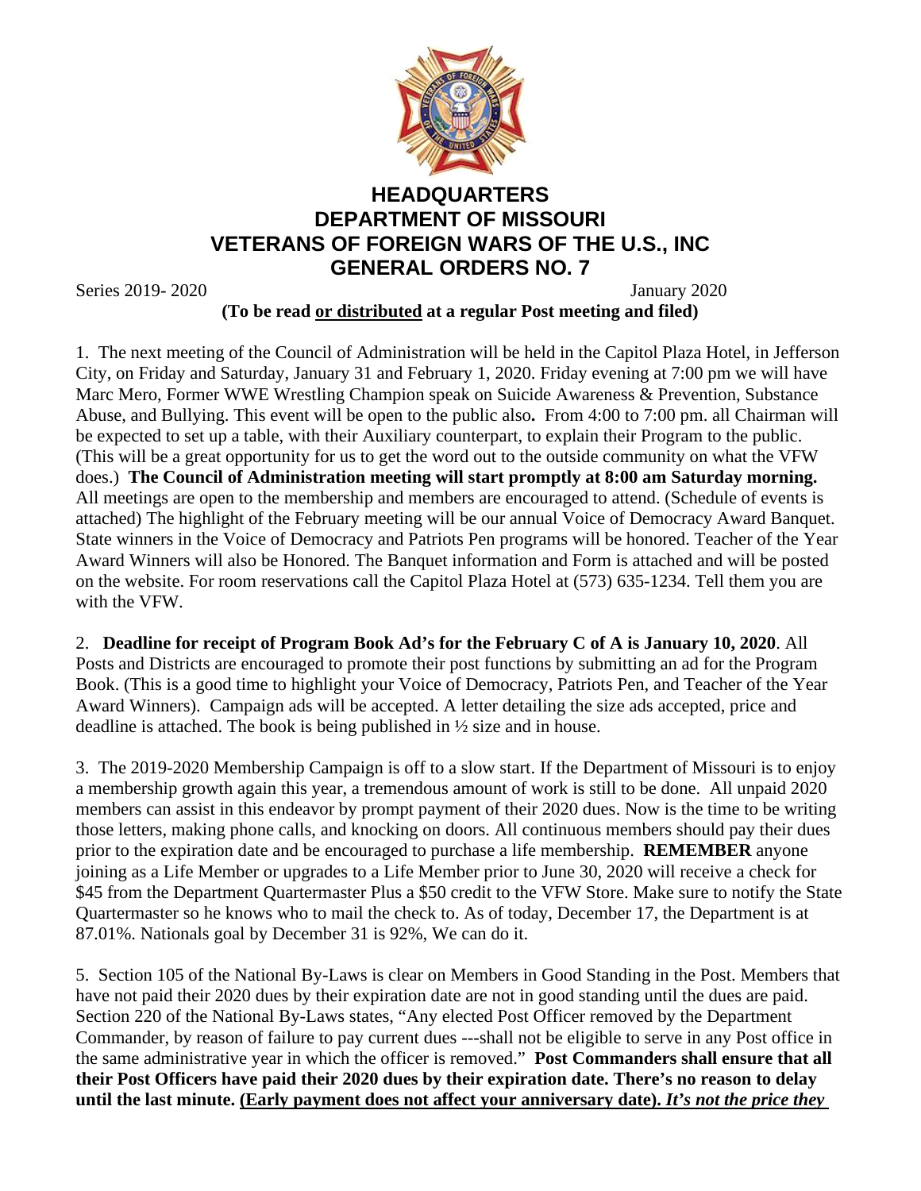# HEADQUARTERS
# DEPARTMENT OF MISSOURI
# VETERANS OF FOREIGN WARS OF THE U.S., INC
# GENERAL ORDERS NO. 7

Series 2019- 2020 January 2020

**(To be read <u>or distributed</u> at a regular Post meeting and filed)**

1. The next meeting of the Council of Administration will be held in the Capitol Plaza Hotel, in Jefferson City, on Friday and Saturday, January 31 and February 1, 2020. Friday evening at 7:00 pm we will have Marc Mero, Former WWE Wrestling Champion speak on Suicide Awareness & Prevention, Substance Abuse, and Bullying. This event will be open to the public also**.** From 4:00 to 7:00 pm. all Chairman will be expected to set up a table, with their Auxiliary counterpart, to explain their Program to the public. (This will be a great opportunity for us to get the word out to the outside community on what the VFW does.) **The Council of Administration meeting will start promptly at 8:00 am Saturday morning.** All meetings are open to the membership and members are encouraged to attend. (Schedule of events is attached) The highlight of the February meeting will be our annual Voice of Democracy Award Banquet. State winners in the Voice of Democracy and Patriots Pen programs will be honored. Teacher of the Year Award Winners will also be Honored. The Banquet information and Form is attached and will be posted on the website. For room reservations call the Capitol Plaza Hotel at (573) 635-1234. Tell them you are with the VFW.

2. **Deadline for receipt of Program Book Ad's for the February C of A is January 10, 2020**. All Posts and Districts are encouraged to promote their post functions by submitting an ad for the Program Book. (This is a good time to highlight your Voice of Democracy, Patriots Pen, and Teacher of the Year Award Winners). Campaign ads will be accepted. A letter detailing the size ads accepted, price and deadline is attached. The book is being published in ½ size and in house.

3. The 2019-2020 Membership Campaign is off to a slow start. If the Department of Missouri is to enjoy a membership growth again this year, a tremendous amount of work is still to be done. All unpaid 2020 members can assist in this endeavor by prompt payment of their 2020 dues. Now is the time to be writing those letters, making phone calls, and knocking on doors. All continuous members should pay their dues prior to the expiration date and be encouraged to purchase a life membership. **REMEMBER** anyone joining as a Life Member or upgrades to a Life Member prior to June 30, 2020 will receive a check for $45 from the Department Quartermaster Plus a $50 credit to the VFW Store. Make sure to notify the State Quartermaster so he knows who to mail the check to. As of today, December 17, the Department is at 87.01%. Nationals goal by December 31 is 92%, We can do it.

5. Section 105 of the National By-Laws is clear on Members in Good Standing in the Post. Members that have not paid their 2020 dues by their expiration date are not in good standing until the dues are paid. Section 220 of the National By-Laws states, "Any elected Post Officer removed by the Department Commander, by reason of failure to pay current dues ---shall not be eligible to serve in any Post office in the same administrative year in which the officer is removed." **Post Commanders shall ensure that all their Post Officers have paid their 2020 dues by their expiration date. There's no reason to delay until the last minute. <u>(Early payment does not affect your anniversary date).</u> *<u>It's not the price they</u>***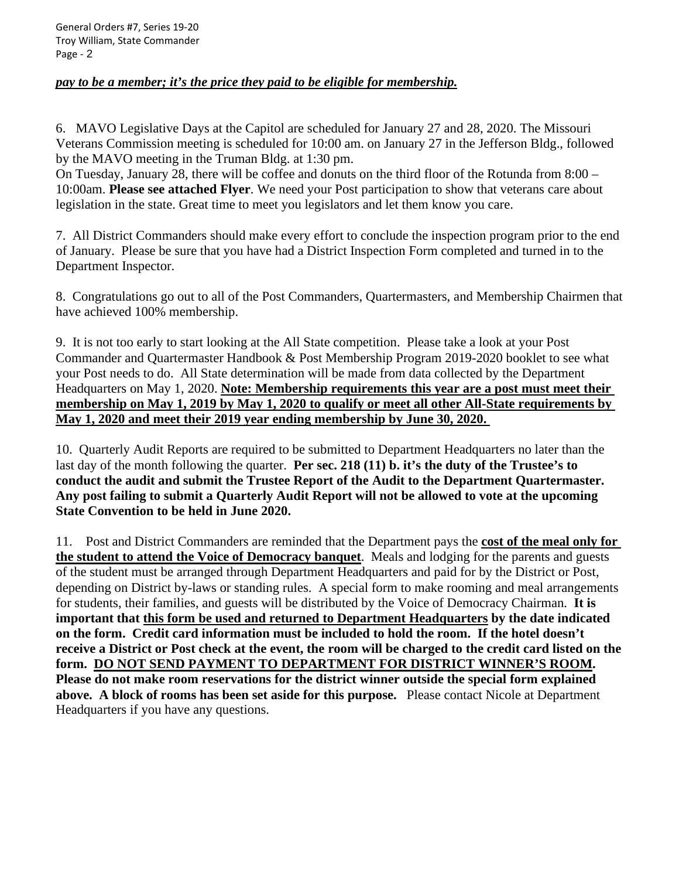***pay to be a member; it's the price they paid to be eligible for membership.***

6. MAVO Legislative Days at the Capitol are scheduled for January 27 and 28, 2020. The Missouri Veterans Commission meeting is scheduled for 10:00 am. on January 27 in the Jefferson Bldg., followed by the MAVO meeting in the Truman Bldg. at 1:30 pm.
On Tuesday, January 28, there will be coffee and donuts on the third floor of the Rotunda from 8:00 – 10:00am. **Please see attached Flyer**. We need your Post participation to show that veterans care about legislation in the state. Great time to meet you legislators and let them know you care.

7. All District Commanders should make every effort to conclude the inspection program prior to the end of January. Please be sure that you have had a District Inspection Form completed and turned in to the Department Inspector.

8. Congratulations go out to all of the Post Commanders, Quartermasters, and Membership Chairmen that have achieved 100% membership.

9. It is not too early to start looking at the All State competition. Please take a look at your Post Commander and Quartermaster Handbook & Post Membership Program 2019-2020 booklet to see what your Post needs to do. All State determination will be made from data collected by the Department Headquarters on May 1, 2020. **Note: Membership requirements this year are a post must meet their membership on May 1, 2019 by May 1, 2020 to qualify or meet all other All-State requirements by May 1, 2020 and meet their 2019 year ending membership by June 30, 2020.**

10. Quarterly Audit Reports are required to be submitted to Department Headquarters no later than the last day of the month following the quarter. **Per sec. 218 (11) b. it's the duty of the Trustee's to conduct the audit and submit the Trustee Report of the Audit to the Department Quartermaster. Any post failing to submit a Quarterly Audit Report will not be allowed to vote at the upcoming State Convention to be held in June 2020.**

11. Post and District Commanders are reminded that the Department pays the **cost of the meal only for the student to attend the Voice of Democracy banquet**. Meals and lodging for the parents and guests of the student must be arranged through Department Headquarters and paid for by the District or Post, depending on District by-laws or standing rules. A special form to make rooming and meal arrangements for students, their families, and guests will be distributed by the Voice of Democracy Chairman. **It is important that this form be used and returned to Department Headquarters by the date indicated on the form. Credit card information must be included to hold the room. If the hotel doesn't receive a District or Post check at the event, the room will be charged to the credit card listed on the form. DO NOT SEND PAYMENT TO DEPARTMENT FOR DISTRICT WINNER'S ROOM. Please do not make room reservations for the district winner outside the special form explained above. A block of rooms has been set aside for this purpose.** Please contact Nicole at Department Headquarters if you have any questions.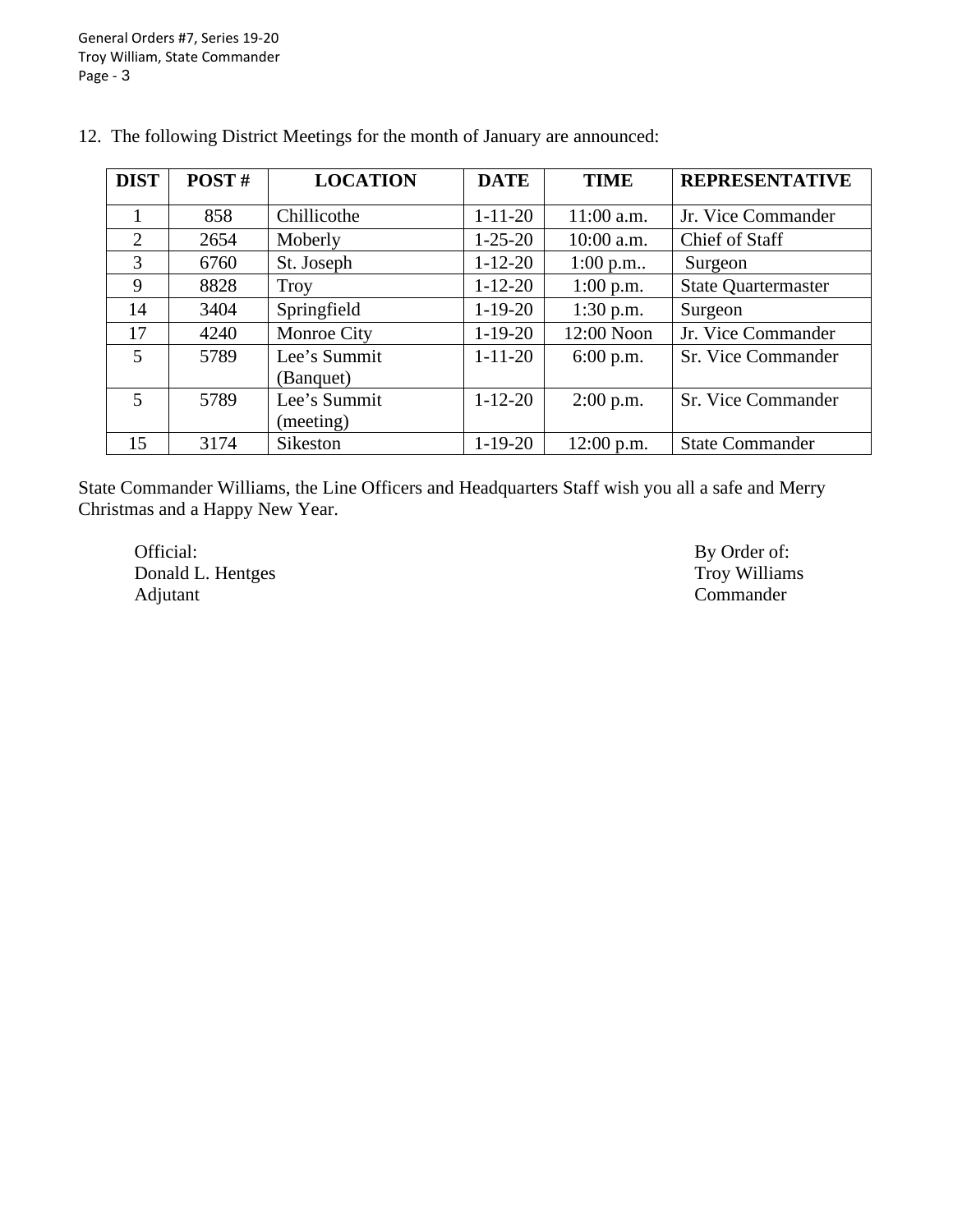12. The following District Meetings for the month of January are announced:

| DIST | POST # | LOCATION | DATE | TIME | REPRESENTATIVE |
|---|---|---|---|---|---|
| 1 | 858 | Chillicothe | 1-11-20 | 11:00 a.m. | Jr. Vice Commander |
| 2 | 2654 | Moberly | 1-25-20 | 10:00 a.m. | Chief of Staff |
| 3 | 6760 | St. Joseph | 1-12-20 | 1:00 p.m.. | Surgeon |
| 9 | 8828 | Troy | 1-12-20 | 1:00 p.m. | State Quartermaster |
| 14 | 3404 | Springfield | 1-19-20 | 1:30 p.m. | Surgeon |
| 17 | 4240 | Monroe City | 1-19-20 | 12:00 Noon | Jr. Vice Commander |
| 5 | 5789 | Lee's Summit (Banquet) | 1-11-20 | 6:00 p.m. | Sr. Vice Commander |
| 5 | 5789 | Lee's Summit (meeting) | 1-12-20 | 2:00 p.m. | Sr. Vice Commander |
| 15 | 3174 | Sikeston | 1-19-20 | 12:00 p.m. | State Commander |

State Commander Williams, the Line Officers and Headquarters Staff wish you all a safe and Merry Christmas and a Happy New Year.

Official:
Donald L. Hentges
Adjutant

By Order of:
Troy Williams
Commander